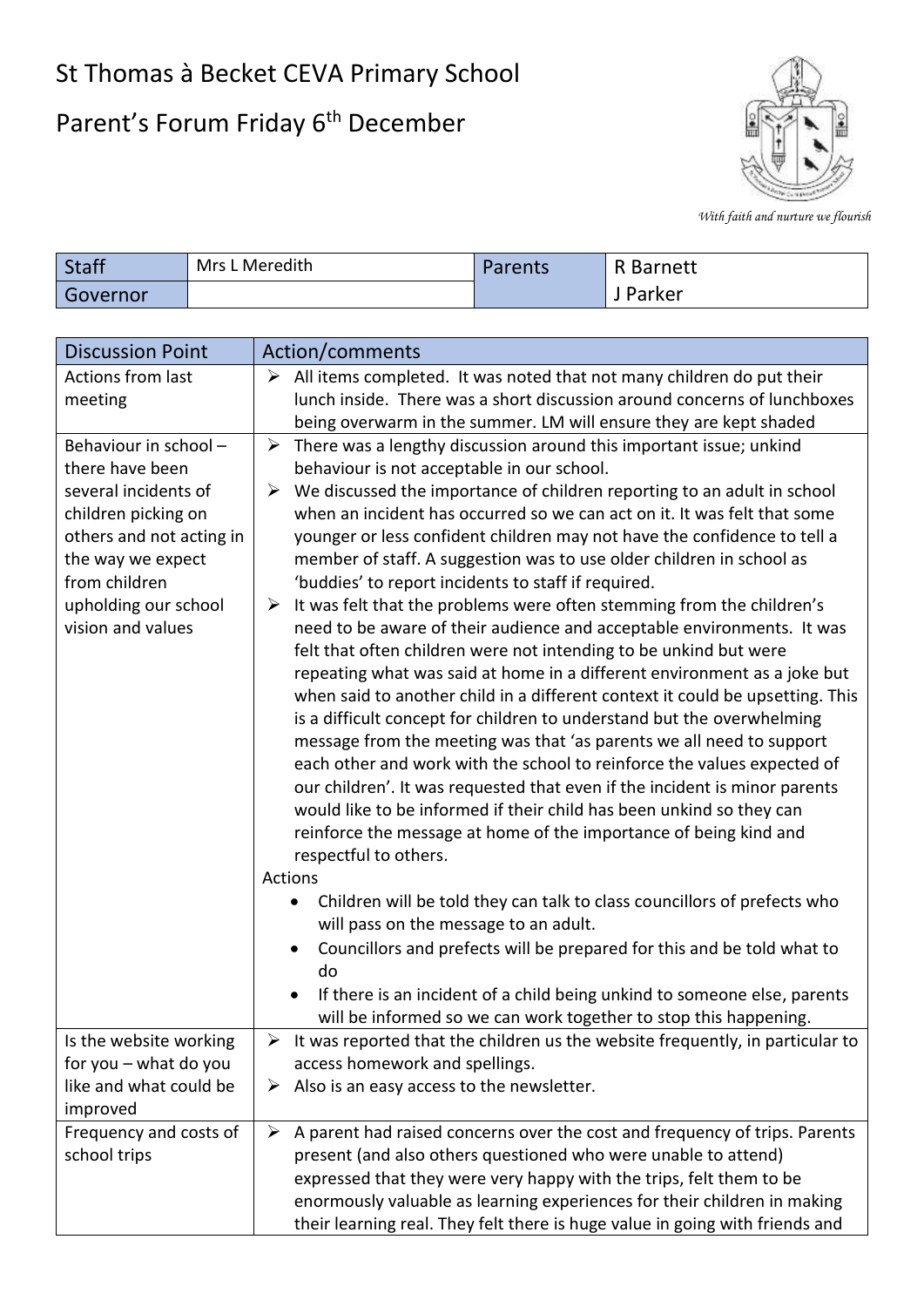# St Thomas à Becket CEVA Primary School

## Parent's Forum Friday 6th December

*With faith and nurture we flourish*

| Staff | Mrs L Meredith | Parents | R Barnett |
|---|---|---|---|
| Governor | | | J Parker |

| Discussion Point | Action/comments |
|---|---|
| Actions from last meeting | ➢ All items completed. It was noted that not many children do put their lunch inside. There was a short discussion around concerns of lunchboxes being overwarm in the summer. LM will ensure they are kept shaded |
| Behaviour in school – there have been several incidents of children picking on others and not acting in the way we expect from children upholding our school vision and values | ➢ There was a lengthy discussion around this important issue; unkind behaviour is not acceptable in our school.<br>➢ We discussed the importance of children reporting to an adult in school when an incident has occurred so we can act on it. It was felt that some younger or less confident children may not have the confidence to tell a member of staff. A suggestion was to use older children in school as 'buddies' to report incidents to staff if required.<br>➢ It was felt that the problems were often stemming from the children's need to be aware of their audience and acceptable environments. It was felt that often children were not intending to be unkind but were repeating what was said at home in a different environment as a joke but when said to another child in a different context it could be upsetting. This is a difficult concept for children to understand but the overwhelming message from the meeting was that 'as parents we all need to support each other and work with the school to reinforce the values expected of our children'. It was requested that even if the incident is minor parents would like to be informed if their child has been unkind so they can reinforce the message at home of the importance of being kind and respectful to others.<br>Actions<br>• Children will be told they can talk to class councillors of prefects who will pass on the message to an adult.<br>• Councillors and prefects will be prepared for this and be told what to do<br>• If there is an incident of a child being unkind to someone else, parents will be informed so we can work together to stop this happening. |
| Is the website working for you – what do you like and what could be improved | ➢ It was reported that the children us the website frequently, in particular to access homework and spellings.<br>➢ Also is an easy access to the newsletter. |
| Frequency and costs of school trips | ➢ A parent had raised concerns over the cost and frequency of trips. Parents present (and also others questioned who were unable to attend) expressed that they were very happy with the trips, felt them to be enormously valuable as learning experiences for their children in making their learning real. They felt there is huge value in going with friends and |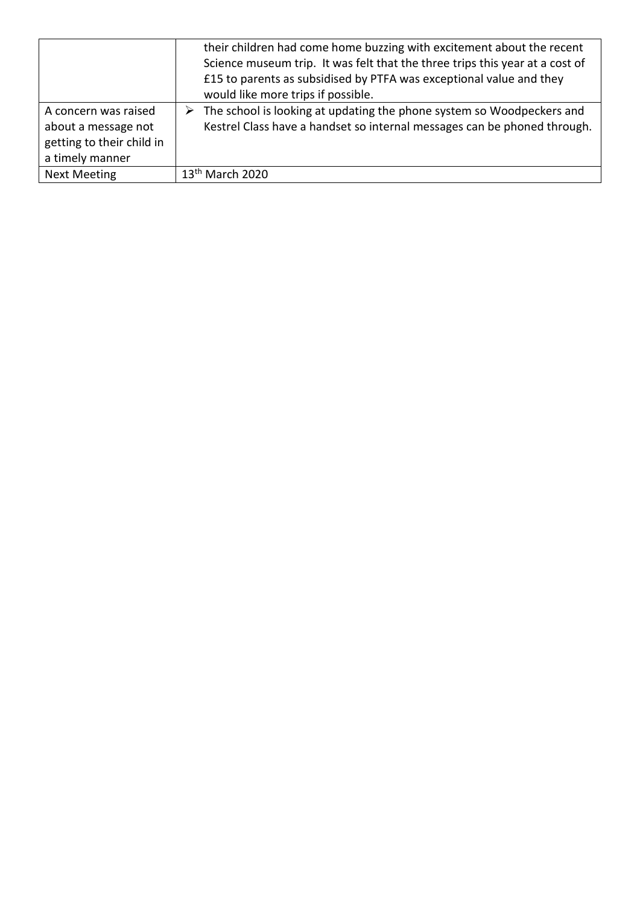| | |
|---|---|
| | their children had come home buzzing with excitement about the recent Science museum trip. It was felt that the three trips this year at a cost of £15 to parents as subsidised by PTFA was exceptional value and they would like more trips if possible. |
| A concern was raised about a message not getting to their child in a timely manner | ➢ The school is looking at updating the phone system so Woodpeckers and Kestrel Class have a handset so internal messages can be phoned through. |
| Next Meeting | 13th March 2020 |